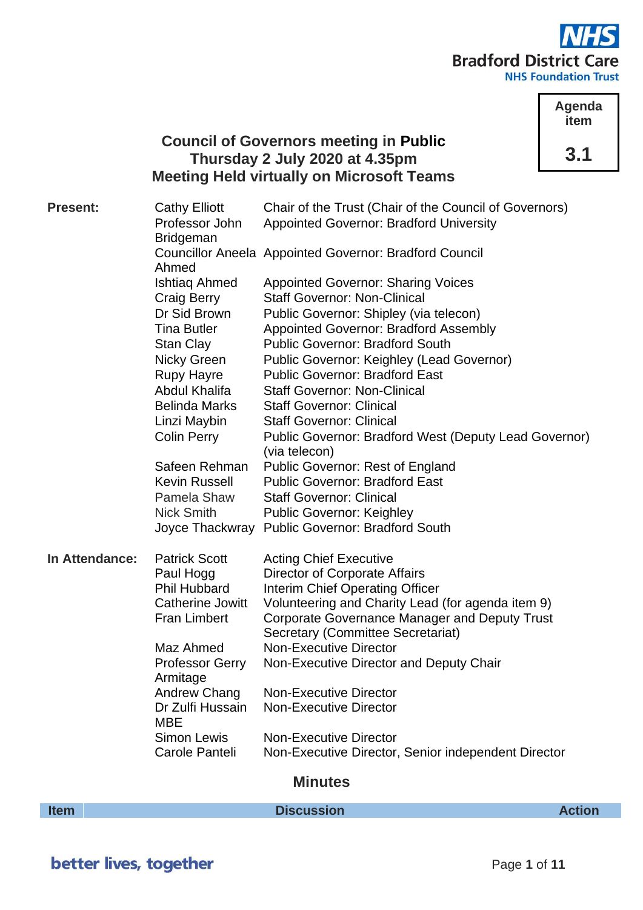NHS
**Bradford District Care**
**NHS Foundation Trust**

| Agenda item |
|---|
| **3.1** |

## Council of Governors meeting in Public
## Thursday 2 July 2020 at 4.35pm
## Meeting Held virtually on Microsoft Teams

| | | |
|---|---|---|
| **Present:** | Cathy Elliott | Chair of the Trust (Chair of the Council of Governors) |
| | Professor John Bridgeman | Appointed Governor: Bradford University |
| | Councillor Aneela Ahmed | Appointed Governor: Bradford Council |
| | Ishtiaq Ahmed | Appointed Governor: Sharing Voices |
| | Craig Berry | Staff Governor: Non-Clinical |
| | Dr Sid Brown | Public Governor: Shipley (via telecon) |
| | Tina Butler | Appointed Governor: Bradford Assembly |
| | Stan Clay | Public Governor: Bradford South |
| | Nicky Green | Public Governor: Keighley (Lead Governor) |
| | Rupy Hayre | Public Governor: Bradford East |
| | Abdul Khalifa | Staff Governor: Non-Clinical |
| | Belinda Marks | Staff Governor: Clinical |
| | Linzi Maybin | Staff Governor: Clinical |
| | Colin Perry | Public Governor: Bradford West (Deputy Lead Governor) (via telecon) |
| | Safeen Rehman | Public Governor: Rest of England |
| | Kevin Russell | Public Governor: Bradford East |
| | Pamela Shaw | Staff Governor: Clinical |
| | Nick Smith | Public Governor: Keighley |
| | Joyce Thackwray | Public Governor: Bradford South |
| **In Attendance:** | Patrick Scott | Acting Chief Executive |
| | Paul Hogg | Director of Corporate Affairs |
| | Phil Hubbard | Interim Chief Operating Officer |
| | Catherine Jowitt | Volunteering and Charity Lead (for agenda item 9) |
| | Fran Limbert | Corporate Governance Manager and Deputy Trust Secretary (Committee Secretariat) |
| | Maz Ahmed | Non-Executive Director |
| | Professor Gerry Armitage | Non-Executive Director and Deputy Chair |
| | Andrew Chang | Non-Executive Director |
| | Dr Zulfi Hussain MBE | Non-Executive Director |
| | Simon Lewis | Non-Executive Director |
| | Carole Panteli | Non-Executive Director, Senior independent Director |

### Minutes

| Item | Discussion | Action |
|---|---|---|

better lives, together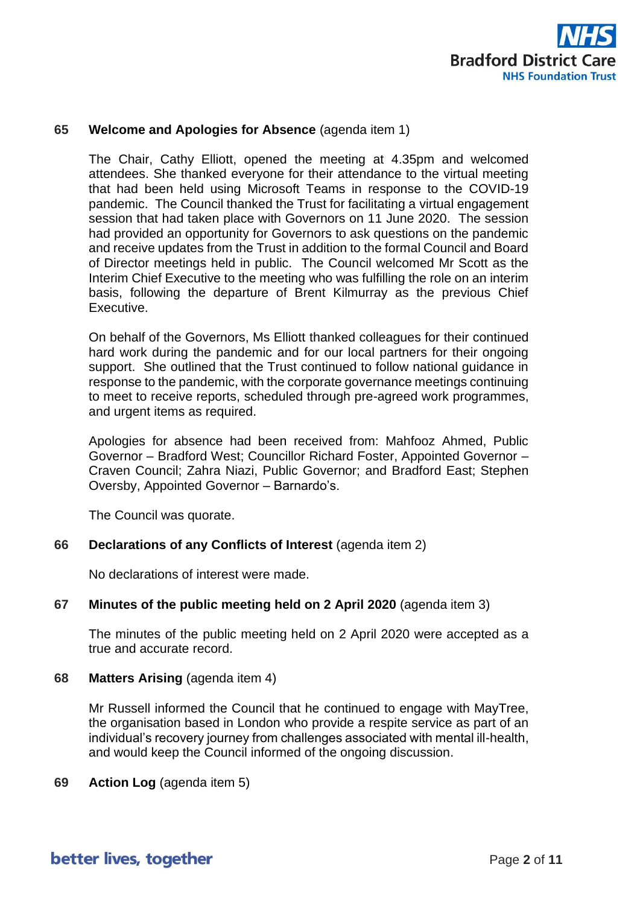**65 Welcome and Apologies for Absence** (agenda item 1)

The Chair, Cathy Elliott, opened the meeting at 4.35pm and welcomed attendees. She thanked everyone for their attendance to the virtual meeting that had been held using Microsoft Teams in response to the COVID-19 pandemic. The Council thanked the Trust for facilitating a virtual engagement session that had taken place with Governors on 11 June 2020. The session had provided an opportunity for Governors to ask questions on the pandemic and receive updates from the Trust in addition to the formal Council and Board of Director meetings held in public. The Council welcomed Mr Scott as the Interim Chief Executive to the meeting who was fulfilling the role on an interim basis, following the departure of Brent Kilmurray as the previous Chief Executive.

On behalf of the Governors, Ms Elliott thanked colleagues for their continued hard work during the pandemic and for our local partners for their ongoing support. She outlined that the Trust continued to follow national guidance in response to the pandemic, with the corporate governance meetings continuing to meet to receive reports, scheduled through pre-agreed work programmes, and urgent items as required.

Apologies for absence had been received from: Mahfooz Ahmed, Public Governor – Bradford West; Councillor Richard Foster, Appointed Governor – Craven Council; Zahra Niazi, Public Governor; and Bradford East; Stephen Oversby, Appointed Governor – Barnardo's.

The Council was quorate.

**66 Declarations of any Conflicts of Interest** (agenda item 2)

No declarations of interest were made.

**67 Minutes of the public meeting held on 2 April 2020** (agenda item 3)

The minutes of the public meeting held on 2 April 2020 were accepted as a true and accurate record.

**68 Matters Arising** (agenda item 4)

Mr Russell informed the Council that he continued to engage with MayTree, the organisation based in London who provide a respite service as part of an individual's recovery journey from challenges associated with mental ill-health, and would keep the Council informed of the ongoing discussion.

**69 Action Log** (agenda item 5)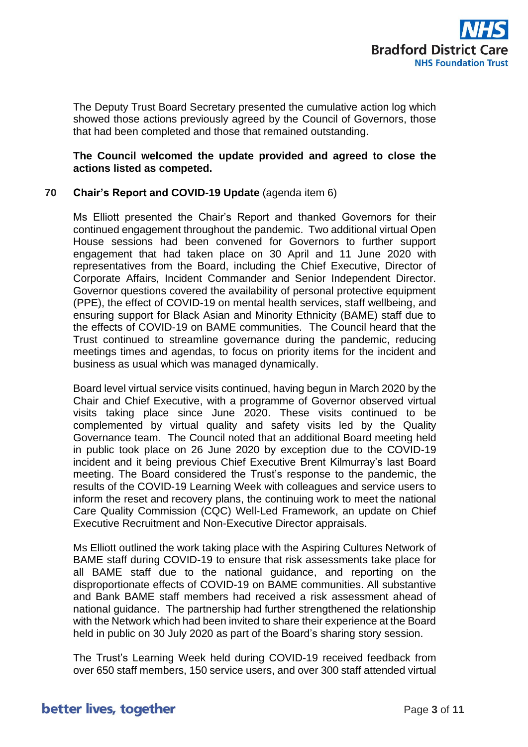The Deputy Trust Board Secretary presented the cumulative action log which showed those actions previously agreed by the Council of Governors, those that had been completed and those that remained outstanding.

**The Council welcomed the update provided and agreed to close the actions listed as competed.**

**70 Chair's Report and COVID-19 Update** (agenda item 6)

Ms Elliott presented the Chair's Report and thanked Governors for their continued engagement throughout the pandemic. Two additional virtual Open House sessions had been convened for Governors to further support engagement that had taken place on 30 April and 11 June 2020 with representatives from the Board, including the Chief Executive, Director of Corporate Affairs, Incident Commander and Senior Independent Director. Governor questions covered the availability of personal protective equipment (PPE), the effect of COVID-19 on mental health services, staff wellbeing, and ensuring support for Black Asian and Minority Ethnicity (BAME) staff due to the effects of COVID-19 on BAME communities. The Council heard that the Trust continued to streamline governance during the pandemic, reducing meetings times and agendas, to focus on priority items for the incident and business as usual which was managed dynamically.

Board level virtual service visits continued, having begun in March 2020 by the Chair and Chief Executive, with a programme of Governor observed virtual visits taking place since June 2020. These visits continued to be complemented by virtual quality and safety visits led by the Quality Governance team. The Council noted that an additional Board meeting held in public took place on 26 June 2020 by exception due to the COVID-19 incident and it being previous Chief Executive Brent Kilmurray's last Board meeting. The Board considered the Trust's response to the pandemic, the results of the COVID-19 Learning Week with colleagues and service users to inform the reset and recovery plans, the continuing work to meet the national Care Quality Commission (CQC) Well-Led Framework, an update on Chief Executive Recruitment and Non-Executive Director appraisals.

Ms Elliott outlined the work taking place with the Aspiring Cultures Network of BAME staff during COVID-19 to ensure that risk assessments take place for all BAME staff due to the national guidance, and reporting on the disproportionate effects of COVID-19 on BAME communities. All substantive and Bank BAME staff members had received a risk assessment ahead of national guidance. The partnership had further strengthened the relationship with the Network which had been invited to share their experience at the Board held in public on 30 July 2020 as part of the Board's sharing story session.

The Trust's Learning Week held during COVID-19 received feedback from over 650 staff members, 150 service users, and over 300 staff attended virtual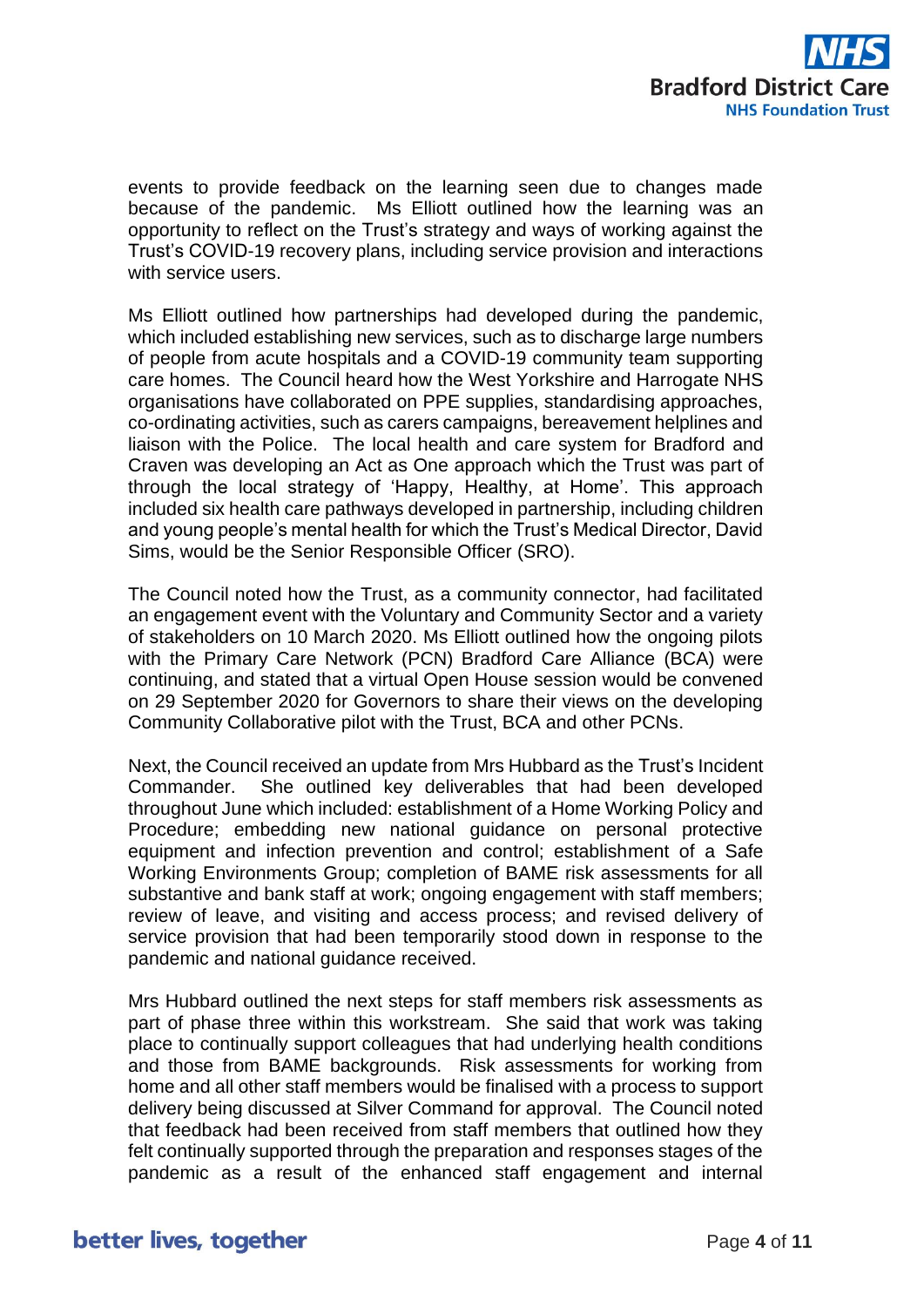events to provide feedback on the learning seen due to changes made because of the pandemic. Ms Elliott outlined how the learning was an opportunity to reflect on the Trust's strategy and ways of working against the Trust's COVID-19 recovery plans, including service provision and interactions with service users.

Ms Elliott outlined how partnerships had developed during the pandemic, which included establishing new services, such as to discharge large numbers of people from acute hospitals and a COVID-19 community team supporting care homes. The Council heard how the West Yorkshire and Harrogate NHS organisations have collaborated on PPE supplies, standardising approaches, co-ordinating activities, such as carers campaigns, bereavement helplines and liaison with the Police. The local health and care system for Bradford and Craven was developing an Act as One approach which the Trust was part of through the local strategy of 'Happy, Healthy, at Home'. This approach included six health care pathways developed in partnership, including children and young people's mental health for which the Trust's Medical Director, David Sims, would be the Senior Responsible Officer (SRO).

The Council noted how the Trust, as a community connector, had facilitated an engagement event with the Voluntary and Community Sector and a variety of stakeholders on 10 March 2020. Ms Elliott outlined how the ongoing pilots with the Primary Care Network (PCN) Bradford Care Alliance (BCA) were continuing, and stated that a virtual Open House session would be convened on 29 September 2020 for Governors to share their views on the developing Community Collaborative pilot with the Trust, BCA and other PCNs.

Next, the Council received an update from Mrs Hubbard as the Trust's Incident Commander. She outlined key deliverables that had been developed throughout June which included: establishment of a Home Working Policy and Procedure; embedding new national guidance on personal protective equipment and infection prevention and control; establishment of a Safe Working Environments Group; completion of BAME risk assessments for all substantive and bank staff at work; ongoing engagement with staff members; review of leave, and visiting and access process; and revised delivery of service provision that had been temporarily stood down in response to the pandemic and national guidance received.

Mrs Hubbard outlined the next steps for staff members risk assessments as part of phase three within this workstream. She said that work was taking place to continually support colleagues that had underlying health conditions and those from BAME backgrounds. Risk assessments for working from home and all other staff members would be finalised with a process to support delivery being discussed at Silver Command for approval. The Council noted that feedback had been received from staff members that outlined how they felt continually supported through the preparation and responses stages of the pandemic as a result of the enhanced staff engagement and internal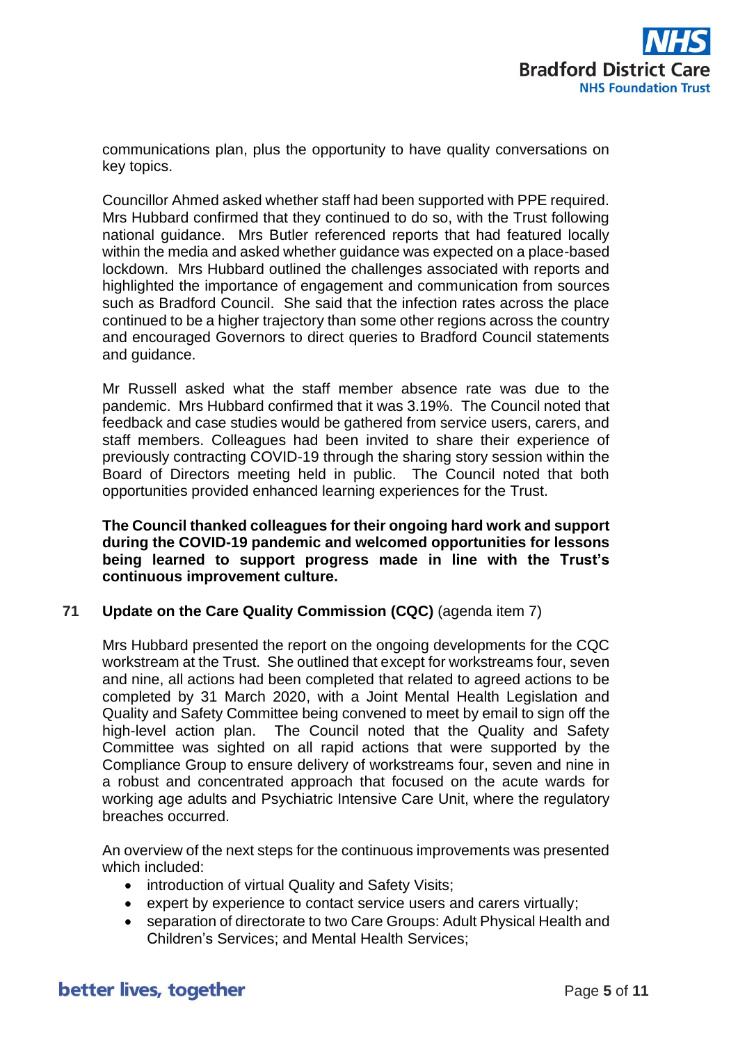communications plan, plus the opportunity to have quality conversations on key topics.

Councillor Ahmed asked whether staff had been supported with PPE required. Mrs Hubbard confirmed that they continued to do so, with the Trust following national guidance. Mrs Butler referenced reports that had featured locally within the media and asked whether guidance was expected on a place-based lockdown. Mrs Hubbard outlined the challenges associated with reports and highlighted the importance of engagement and communication from sources such as Bradford Council. She said that the infection rates across the place continued to be a higher trajectory than some other regions across the country and encouraged Governors to direct queries to Bradford Council statements and guidance.

Mr Russell asked what the staff member absence rate was due to the pandemic. Mrs Hubbard confirmed that it was 3.19%. The Council noted that feedback and case studies would be gathered from service users, carers, and staff members. Colleagues had been invited to share their experience of previously contracting COVID-19 through the sharing story session within the Board of Directors meeting held in public. The Council noted that both opportunities provided enhanced learning experiences for the Trust.

**The Council thanked colleagues for their ongoing hard work and support during the COVID-19 pandemic and welcomed opportunities for lessons being learned to support progress made in line with the Trust's continuous improvement culture.**

**71 Update on the Care Quality Commission (CQC)** (agenda item 7)

Mrs Hubbard presented the report on the ongoing developments for the CQC workstream at the Trust. She outlined that except for workstreams four, seven and nine, all actions had been completed that related to agreed actions to be completed by 31 March 2020, with a Joint Mental Health Legislation and Quality and Safety Committee being convened to meet by email to sign off the high-level action plan. The Council noted that the Quality and Safety Committee was sighted on all rapid actions that were supported by the Compliance Group to ensure delivery of workstreams four, seven and nine in a robust and concentrated approach that focused on the acute wards for working age adults and Psychiatric Intensive Care Unit, where the regulatory breaches occurred.

An overview of the next steps for the continuous improvements was presented which included:

- introduction of virtual Quality and Safety Visits;
- expert by experience to contact service users and carers virtually;
- separation of directorate to two Care Groups: Adult Physical Health and Children's Services; and Mental Health Services;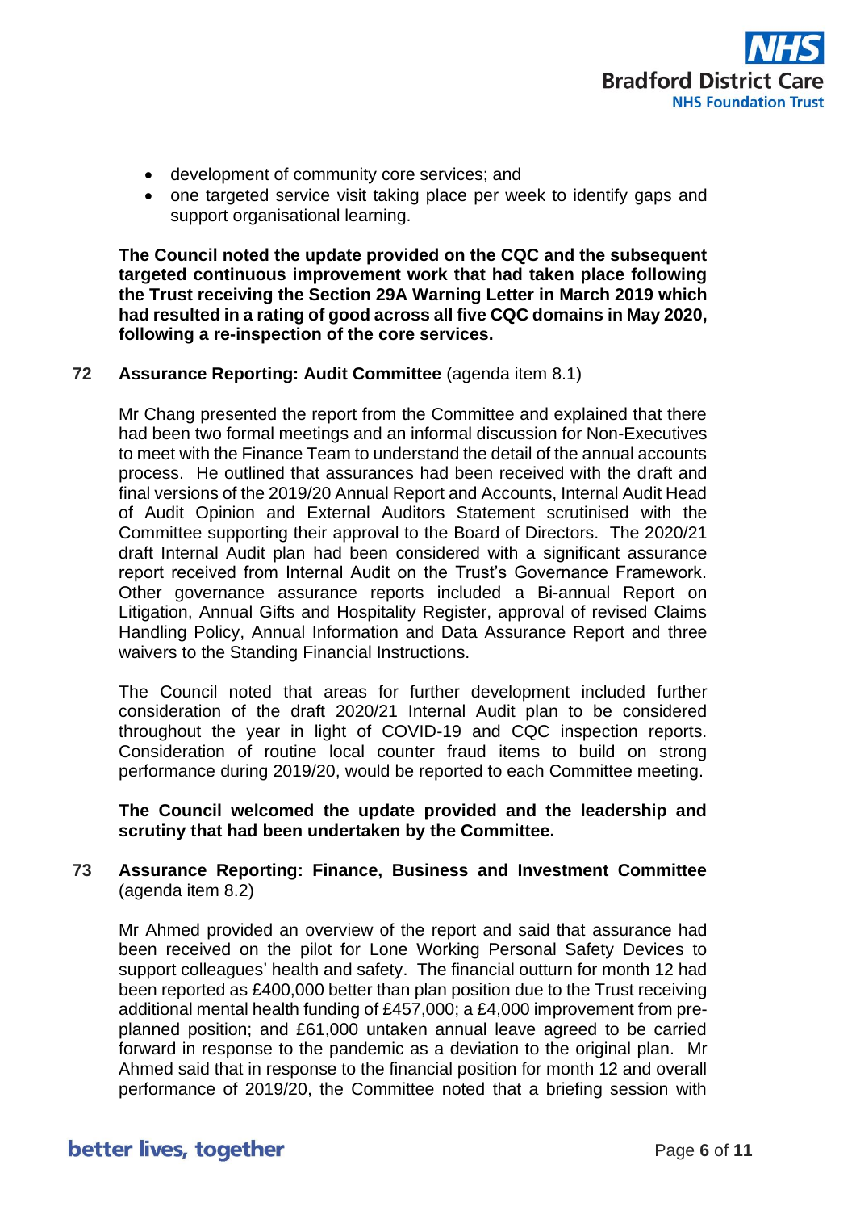- development of community core services; and
- one targeted service visit taking place per week to identify gaps and support organisational learning.

**The Council noted the update provided on the CQC and the subsequent targeted continuous improvement work that had taken place following the Trust receiving the Section 29A Warning Letter in March 2019 which had resulted in a rating of good across all five CQC domains in May 2020, following a re-inspection of the core services.**

**72 Assurance Reporting: Audit Committee** (agenda item 8.1)

Mr Chang presented the report from the Committee and explained that there had been two formal meetings and an informal discussion for Non-Executives to meet with the Finance Team to understand the detail of the annual accounts process. He outlined that assurances had been received with the draft and final versions of the 2019/20 Annual Report and Accounts, Internal Audit Head of Audit Opinion and External Auditors Statement scrutinised with the Committee supporting their approval to the Board of Directors. The 2020/21 draft Internal Audit plan had been considered with a significant assurance report received from Internal Audit on the Trust's Governance Framework. Other governance assurance reports included a Bi-annual Report on Litigation, Annual Gifts and Hospitality Register, approval of revised Claims Handling Policy, Annual Information and Data Assurance Report and three waivers to the Standing Financial Instructions.

The Council noted that areas for further development included further consideration of the draft 2020/21 Internal Audit plan to be considered throughout the year in light of COVID-19 and CQC inspection reports. Consideration of routine local counter fraud items to build on strong performance during 2019/20, would be reported to each Committee meeting.

**The Council welcomed the update provided and the leadership and scrutiny that had been undertaken by the Committee.**

**73 Assurance Reporting: Finance, Business and Investment Committee** (agenda item 8.2)

Mr Ahmed provided an overview of the report and said that assurance had been received on the pilot for Lone Working Personal Safety Devices to support colleagues' health and safety. The financial outturn for month 12 had been reported as £400,000 better than plan position due to the Trust receiving additional mental health funding of £457,000; a £4,000 improvement from pre-planned position; and £61,000 untaken annual leave agreed to be carried forward in response to the pandemic as a deviation to the original plan. Mr Ahmed said that in response to the financial position for month 12 and overall performance of 2019/20, the Committee noted that a briefing session with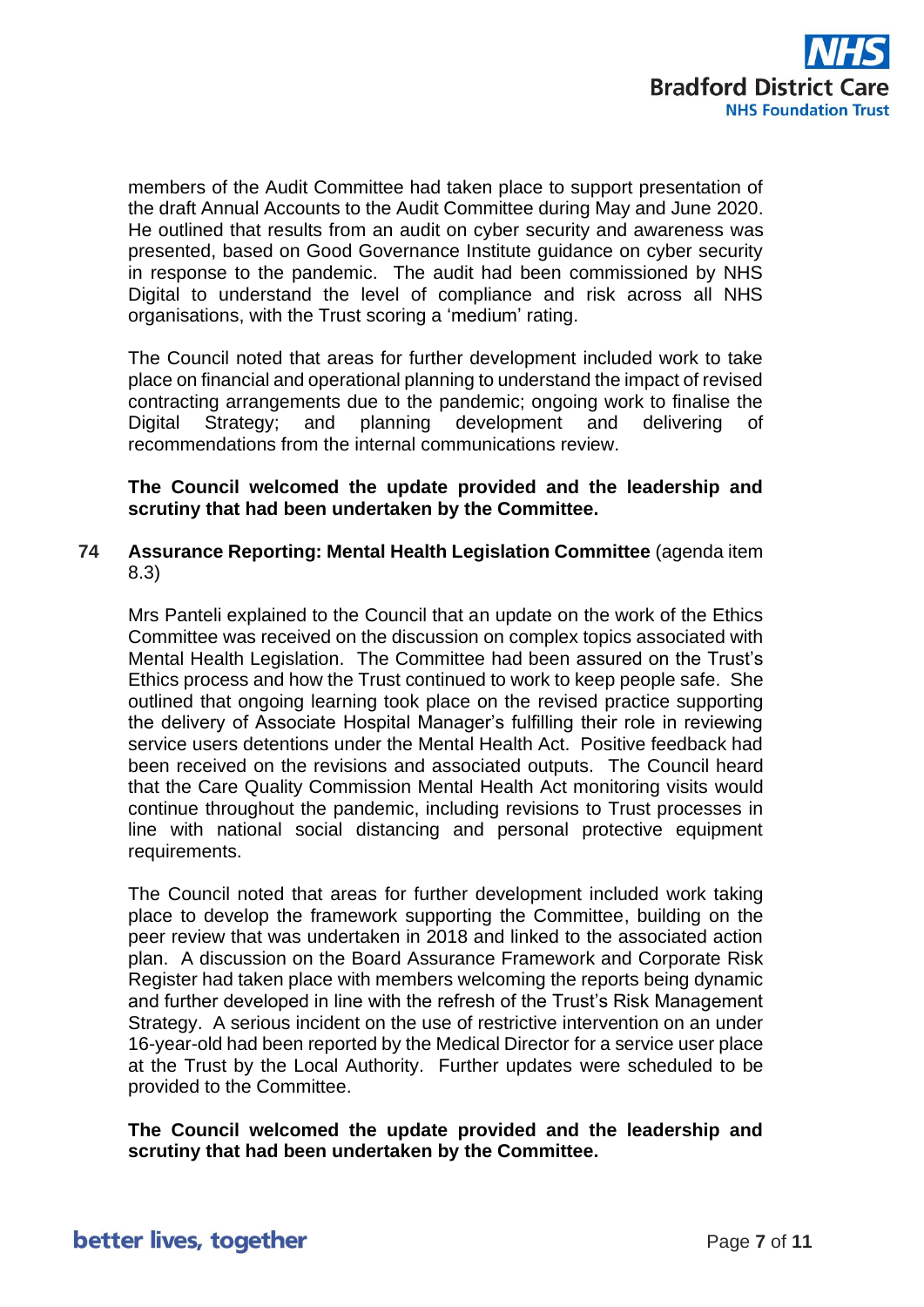members of the Audit Committee had taken place to support presentation of the draft Annual Accounts to the Audit Committee during May and June 2020. He outlined that results from an audit on cyber security and awareness was presented, based on Good Governance Institute guidance on cyber security in response to the pandemic. The audit had been commissioned by NHS Digital to understand the level of compliance and risk across all NHS organisations, with the Trust scoring a 'medium' rating.

The Council noted that areas for further development included work to take place on financial and operational planning to understand the impact of revised contracting arrangements due to the pandemic; ongoing work to finalise the Digital Strategy; and planning development and delivering of recommendations from the internal communications review.

**The Council welcomed the update provided and the leadership and scrutiny that had been undertaken by the Committee.**

**74 Assurance Reporting: Mental Health Legislation Committee** (agenda item 8.3)

Mrs Panteli explained to the Council that an update on the work of the Ethics Committee was received on the discussion on complex topics associated with Mental Health Legislation. The Committee had been assured on the Trust's Ethics process and how the Trust continued to work to keep people safe. She outlined that ongoing learning took place on the revised practice supporting the delivery of Associate Hospital Manager's fulfilling their role in reviewing service users detentions under the Mental Health Act. Positive feedback had been received on the revisions and associated outputs. The Council heard that the Care Quality Commission Mental Health Act monitoring visits would continue throughout the pandemic, including revisions to Trust processes in line with national social distancing and personal protective equipment requirements.

The Council noted that areas for further development included work taking place to develop the framework supporting the Committee, building on the peer review that was undertaken in 2018 and linked to the associated action plan. A discussion on the Board Assurance Framework and Corporate Risk Register had taken place with members welcoming the reports being dynamic and further developed in line with the refresh of the Trust's Risk Management Strategy. A serious incident on the use of restrictive intervention on an under 16-year-old had been reported by the Medical Director for a service user place at the Trust by the Local Authority. Further updates were scheduled to be provided to the Committee.

**The Council welcomed the update provided and the leadership and scrutiny that had been undertaken by the Committee.**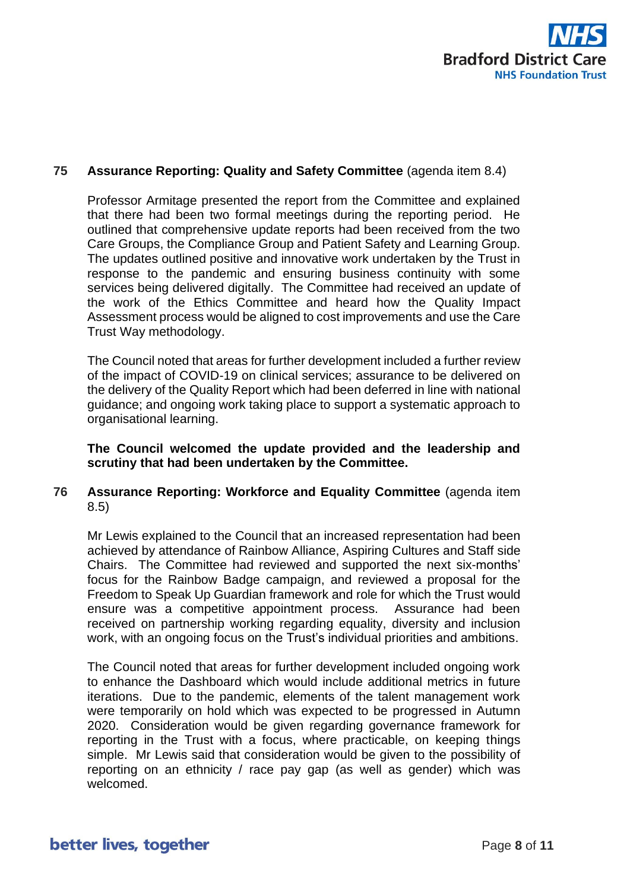**75 Assurance Reporting: Quality and Safety Committee** (agenda item 8.4)

Professor Armitage presented the report from the Committee and explained that there had been two formal meetings during the reporting period. He outlined that comprehensive update reports had been received from the two Care Groups, the Compliance Group and Patient Safety and Learning Group. The updates outlined positive and innovative work undertaken by the Trust in response to the pandemic and ensuring business continuity with some services being delivered digitally. The Committee had received an update of the work of the Ethics Committee and heard how the Quality Impact Assessment process would be aligned to cost improvements and use the Care Trust Way methodology.

The Council noted that areas for further development included a further review of the impact of COVID-19 on clinical services; assurance to be delivered on the delivery of the Quality Report which had been deferred in line with national guidance; and ongoing work taking place to support a systematic approach to organisational learning.

**The Council welcomed the update provided and the leadership and scrutiny that had been undertaken by the Committee.**

**76 Assurance Reporting: Workforce and Equality Committee** (agenda item 8.5)

Mr Lewis explained to the Council that an increased representation had been achieved by attendance of Rainbow Alliance, Aspiring Cultures and Staff side Chairs. The Committee had reviewed and supported the next six-months' focus for the Rainbow Badge campaign, and reviewed a proposal for the Freedom to Speak Up Guardian framework and role for which the Trust would ensure was a competitive appointment process. Assurance had been received on partnership working regarding equality, diversity and inclusion work, with an ongoing focus on the Trust's individual priorities and ambitions.

The Council noted that areas for further development included ongoing work to enhance the Dashboard which would include additional metrics in future iterations. Due to the pandemic, elements of the talent management work were temporarily on hold which was expected to be progressed in Autumn 2020. Consideration would be given regarding governance framework for reporting in the Trust with a focus, where practicable, on keeping things simple. Mr Lewis said that consideration would be given to the possibility of reporting on an ethnicity / race pay gap (as well as gender) which was welcomed.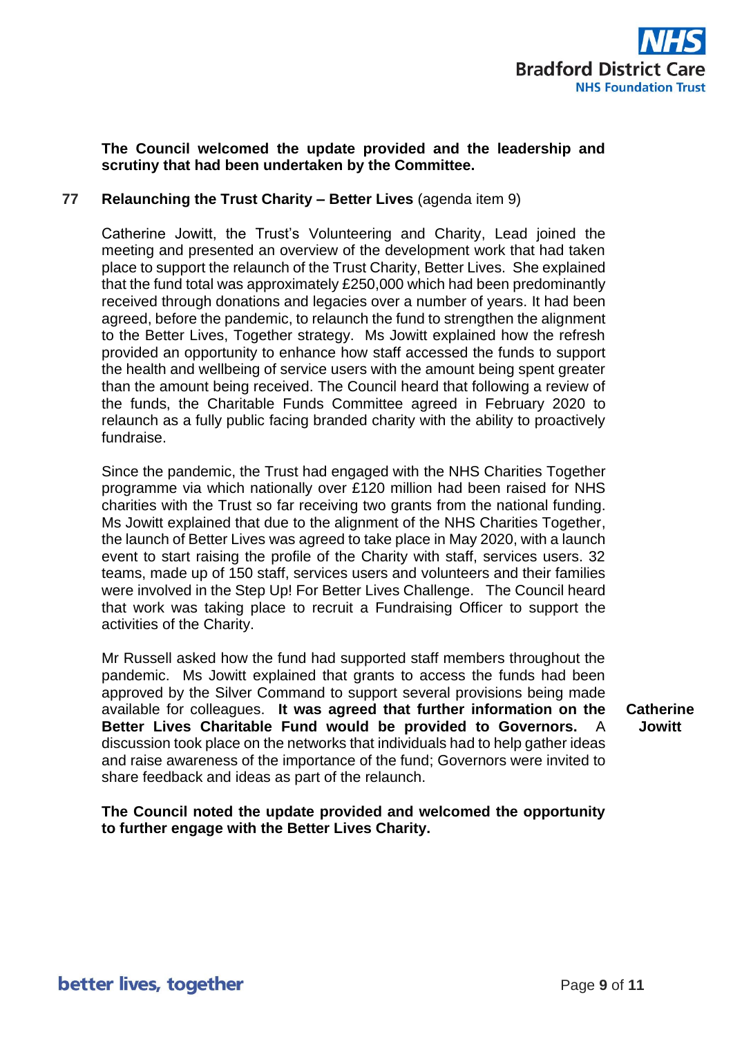**The Council welcomed the update provided and the leadership and scrutiny that had been undertaken by the Committee.**

**77 Relaunching the Trust Charity – Better Lives** (agenda item 9)

Catherine Jowitt, the Trust's Volunteering and Charity, Lead joined the meeting and presented an overview of the development work that had taken place to support the relaunch of the Trust Charity, Better Lives. She explained that the fund total was approximately £250,000 which had been predominantly received through donations and legacies over a number of years. It had been agreed, before the pandemic, to relaunch the fund to strengthen the alignment to the Better Lives, Together strategy. Ms Jowitt explained how the refresh provided an opportunity to enhance how staff accessed the funds to support the health and wellbeing of service users with the amount being spent greater than the amount being received. The Council heard that following a review of the funds, the Charitable Funds Committee agreed in February 2020 to relaunch as a fully public facing branded charity with the ability to proactively fundraise.

Since the pandemic, the Trust had engaged with the NHS Charities Together programme via which nationally over £120 million had been raised for NHS charities with the Trust so far receiving two grants from the national funding. Ms Jowitt explained that due to the alignment of the NHS Charities Together, the launch of Better Lives was agreed to take place in May 2020, with a launch event to start raising the profile of the Charity with staff, services users. 32 teams, made up of 150 staff, services users and volunteers and their families were involved in the Step Up! For Better Lives Challenge. The Council heard that work was taking place to recruit a Fundraising Officer to support the activities of the Charity.

Mr Russell asked how the fund had supported staff members throughout the pandemic. Ms Jowitt explained that grants to access the funds had been approved by the Silver Command to support several provisions being made available for colleagues. **It was agreed that further information on the Better Lives Charitable Fund would be provided to Governors.** A discussion took place on the networks that individuals had to help gather ideas and raise awareness of the importance of the fund; Governors were invited to share feedback and ideas as part of the relaunch.

**Catherine Jowitt**

**The Council noted the update provided and welcomed the opportunity to further engage with the Better Lives Charity.**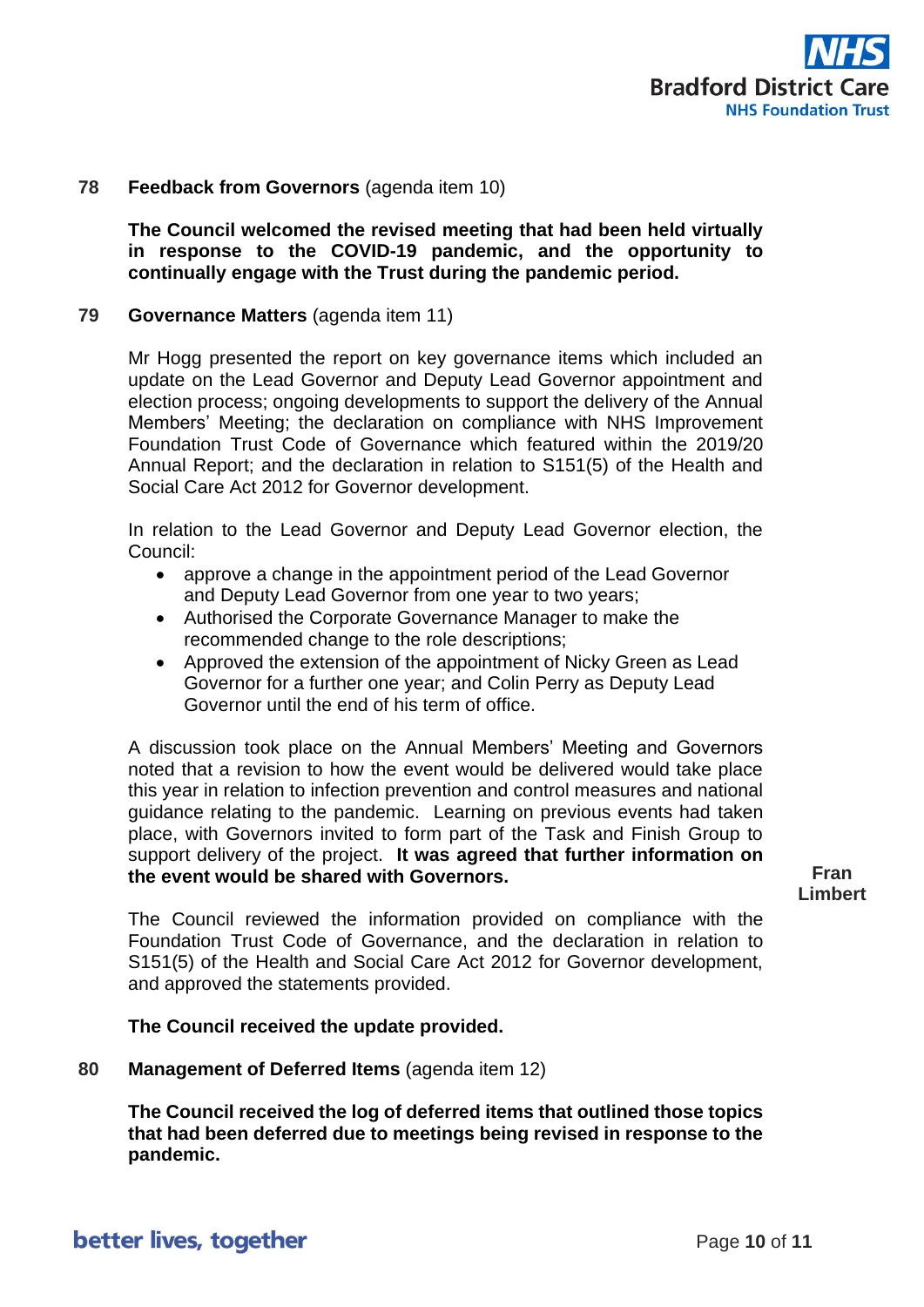**78** **Feedback from Governors** (agenda item 10)

**The Council welcomed the revised meeting that had been held virtually in response to the COVID-19 pandemic, and the opportunity to continually engage with the Trust during the pandemic period.**

**79** **Governance Matters** (agenda item 11)

Mr Hogg presented the report on key governance items which included an update on the Lead Governor and Deputy Lead Governor appointment and election process; ongoing developments to support the delivery of the Annual Members' Meeting; the declaration on compliance with NHS Improvement Foundation Trust Code of Governance which featured within the 2019/20 Annual Report; and the declaration in relation to S151(5) of the Health and Social Care Act 2012 for Governor development.

In relation to the Lead Governor and Deputy Lead Governor election, the Council:

- approve a change in the appointment period of the Lead Governor and Deputy Lead Governor from one year to two years;
- Authorised the Corporate Governance Manager to make the recommended change to the role descriptions;
- Approved the extension of the appointment of Nicky Green as Lead Governor for a further one year; and Colin Perry as Deputy Lead Governor until the end of his term of office.

A discussion took place on the Annual Members' Meeting and Governors noted that a revision to how the event would be delivered would take place this year in relation to infection prevention and control measures and national guidance relating to the pandemic. Learning on previous events had taken place, with Governors invited to form part of the Task and Finish Group to support delivery of the project. **It was agreed that further information on the event would be shared with Governors.** — **Fran Limbert**

The Council reviewed the information provided on compliance with the Foundation Trust Code of Governance, and the declaration in relation to S151(5) of the Health and Social Care Act 2012 for Governor development, and approved the statements provided.

**The Council received the update provided.**

**80** **Management of Deferred Items** (agenda item 12)

**The Council received the log of deferred items that outlined those topics that had been deferred due to meetings being revised in response to the pandemic.**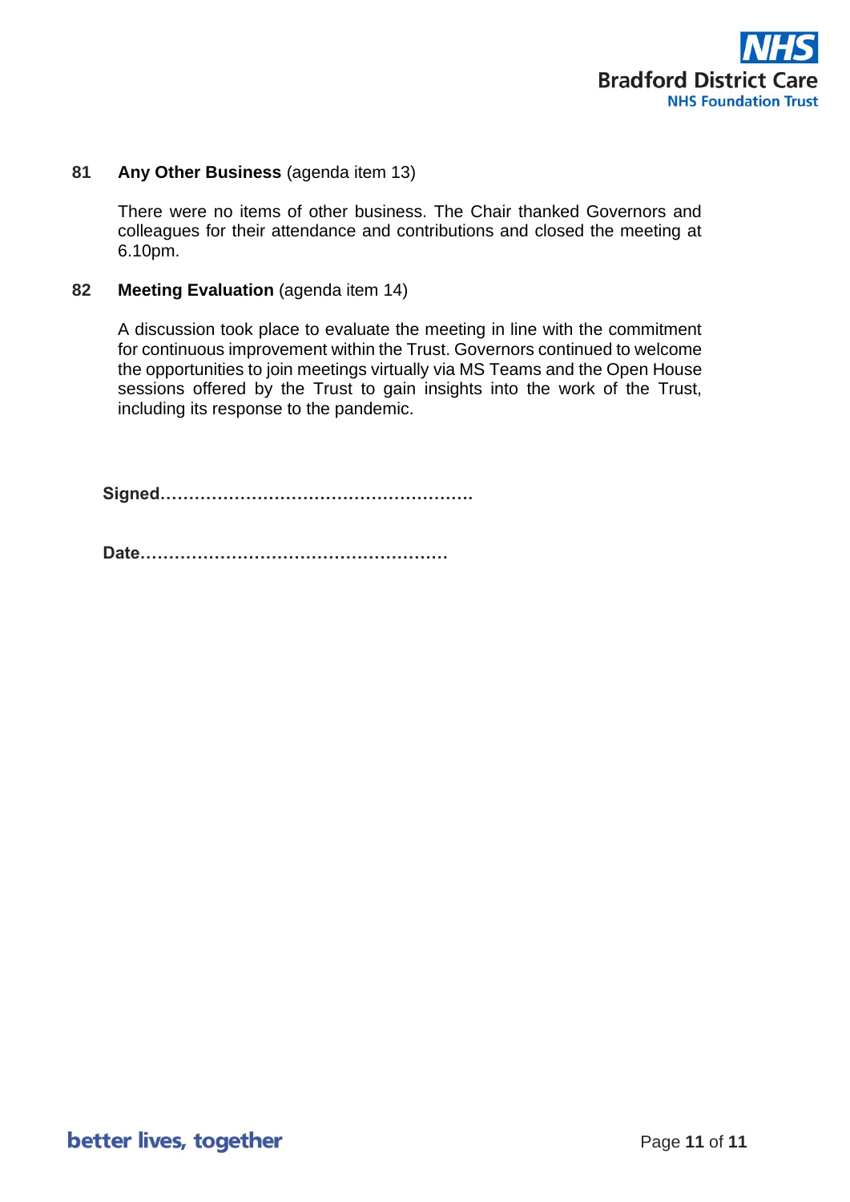**81 Any Other Business** (agenda item 13)

There were no items of other business. The Chair thanked Governors and colleagues for their attendance and contributions and closed the meeting at 6.10pm.

**82 Meeting Evaluation** (agenda item 14)

A discussion took place to evaluate the meeting in line with the commitment for continuous improvement within the Trust. Governors continued to welcome the opportunities to join meetings virtually via MS Teams and the Open House sessions offered by the Trust to gain insights into the work of the Trust, including its response to the pandemic.

**Signed……………………………………………….**

**Date………………………………………………**